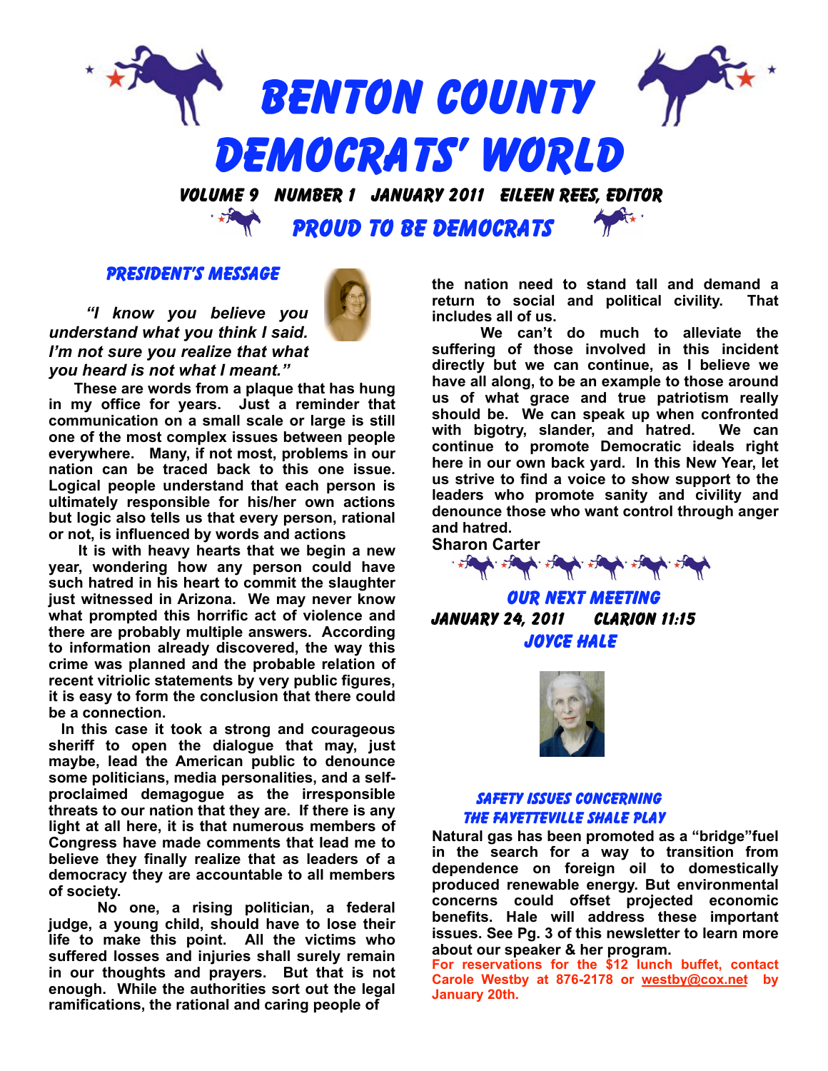# BENTON COUNTY DEMOCRATS' WORLD

VOLUME 9 NUMBER 1 JANUARY 2011 EILEEN REES, EDITOR

## PROUD TO BE DEMOCRATS

### PRESIDENT'S MESSAGE

***"I know you believe you understand what you think I said. I'm not sure you realize that what you heard is not what I meant."***

**These are words from a plaque that has hung in my office for years. Just a reminder that communication on a small scale or large is still one of the most complex issues between people everywhere. Many, if not most, problems in our nation can be traced back to this one issue. Logical people understand that each person is ultimately responsible for his/her own actions but logic also tells us that every person, rational or not, is influenced by words and actions**

**It is with heavy hearts that we begin a new year, wondering how any person could have such hatred in his heart to commit the slaughter just witnessed in Arizona. We may never know what prompted this horrific act of violence and there are probably multiple answers. According to information already discovered, the way this crime was planned and the probable relation of recent vitriolic statements by very public figures, it is easy to form the conclusion that there could be a connection.**

**In this case it took a strong and courageous sheriff to open the dialogue that may, just maybe, lead the American public to denounce some politicians, media personalities, and a self-proclaimed demagogue as the irresponsible threats to our nation that they are. If there is any light at all here, it is that numerous members of Congress have made comments that lead me to believe they finally realize that as leaders of a democracy they are accountable to all members of society.**

**No one, a rising politician, a federal judge, a young child, should have to lose their life to make this point. All the victims who suffered losses and injuries shall surely remain in our thoughts and prayers. But that is not enough. While the authorities sort out the legal ramifications, the rational and caring people of the nation need to stand tall and demand a return to social and political civility. That includes all of us.**

**We can't do much to alleviate the suffering of those involved in this incident directly but we can continue, as I believe we have all along, to be an example to those around us of what grace and true patriotism really should be. We can speak up when confronted with bigotry, slander, and hatred. We can continue to promote Democratic ideals right here in our own back yard. In this New Year, let us strive to find a voice to show support to the leaders who promote sanity and civility and denounce those who want control through anger and hatred.**

**Sharon Carter**

### OUR NEXT MEETING

**JANUARY 24, 2011 CLARION 11:15**

**JOYCE HALE**

### SAFETY ISSUES CONCERNING THE FAYETTEVILLE SHALE PLAY

**Natural gas has been promoted as a "bridge"fuel in the search for a way to transition from dependence on foreign oil to domestically produced renewable energy. But environmental concerns could offset projected economic benefits. Hale will address these important issues. See Pg. 3 of this newsletter to learn more about our speaker & her program.**

**For reservations for the $12 lunch buffet, contact Carole Westby at 876-2178 or westby@cox.net by January 20th.**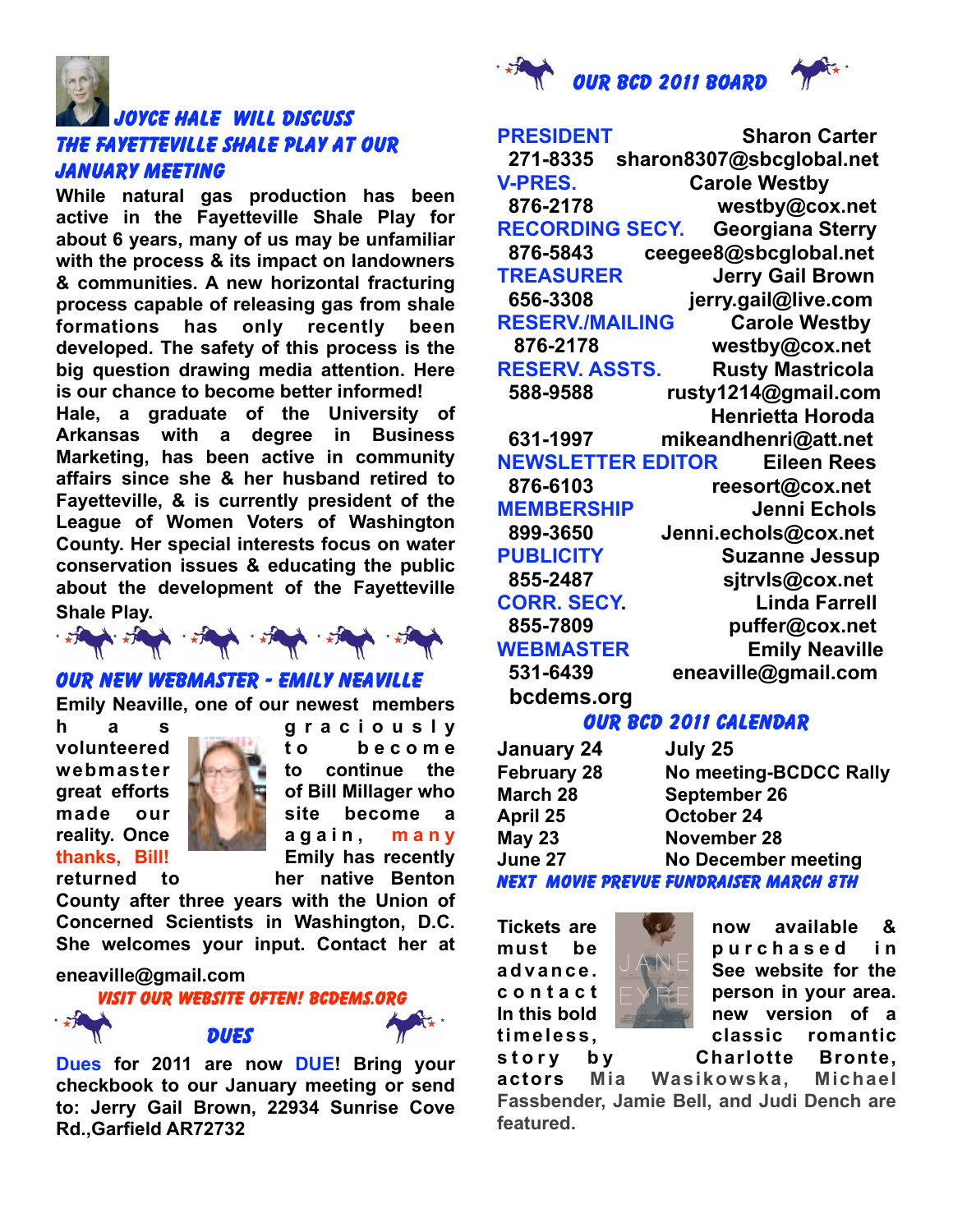## JOYCE HALE WILL DISCUSS THE FAYETTEVILLE SHALE PLAY AT OUR JANUARY MEETING

**While natural gas production has been active in the Fayetteville Shale Play for about 6 years, many of us may be unfamiliar with the process & its impact on landowners & communities. A new horizontal fracturing process capable of releasing gas from shale formations has only recently been developed. The safety of this process is the big question drawing media attention. Here is our chance to become better informed!**

**Hale, a graduate of the University of Arkansas with a degree in Business Marketing, has been active in community affairs since she & her husband retired to Fayetteville, & is currently president of the League of Women Voters of Washington County. Her special interests focus on water conservation issues & educating the public about the development of the Fayetteville Shale Play.**

## OUR NEW WEBMASTER - EMILY NEAVILLE

**Emily Neaville, one of our newest members has graciously volunteered to become webmaster to continue the great efforts of Bill Millager who made our site become a reality. Once again, many thanks, Bill! Emily has recently returned to her native Benton County after three years with the Union of Concerned Scientists in Washington, D.C. She welcomes your input. Contact her at**

**eneaville@gmail.com**

### VISIT OUR WEBSITE OFTEN! BCDEMS.ORG

## DUES

**Dues for 2011 are now DUE! Bring your checkbook to our January meeting or send to: Jerry Gail Brown, 22934 Sunrise Cove Rd.,Garfield AR72732**

## OUR BCD 2011 BOARD

**PRESIDENT** — Sharon Carter, 271-8335, sharon8307@sbcglobal.net
**V-PRES.** — Carole Westby, 876-2178, westby@cox.net
**RECORDING SECY.** — Georgiana Sterry, 876-5843, ceegee8@sbcglobal.net
**TREASURER** — Jerry Gail Brown, 656-3308, jerry.gail@live.com
**RESERV./MAILING** — Carole Westby, 876-2178, westby@cox.net
**RESERV. ASSTS.** — Rusty Mastricola, 588-9588, rusty1214@gmail.com
Henrietta Horoda, 631-1997, mikeandhenri@att.net
**NEWSLETTER EDITOR** — Eileen Rees, 876-6103, reesort@cox.net
**MEMBERSHIP** — Jenni Echols, 899-3650, Jenni.echols@cox.net
**PUBLICITY** — Suzanne Jessup, 855-2487, sjtrvls@cox.net
**CORR. SECY.** — Linda Farrell, 855-7809, puffer@cox.net
**WEBMASTER** — Emily Neaville, 531-6439, eneaville@gmail.com

**bcdems.org**

## OUR BCD 2011 CALENDAR

| | |
|---|---|
| January 24 | July 25 |
| February 28 | No meeting-BCDCC Rally |
| March 28 | September 26 |
| April 25 | October 24 |
| May 23 | November 28 |
| June 27 | No December meeting |

### NEXT MOVIE PREVUE FUNDRAISER MARCH 8TH

**Tickets are now available & must be purchased in advance. See website for the contact person in your area. In this bold new version of a timeless, classic romantic story by Charlotte Bronte, actors Mia Wasikowska, Michael Fassbender, Jamie Bell, and Judi Dench are featured.**